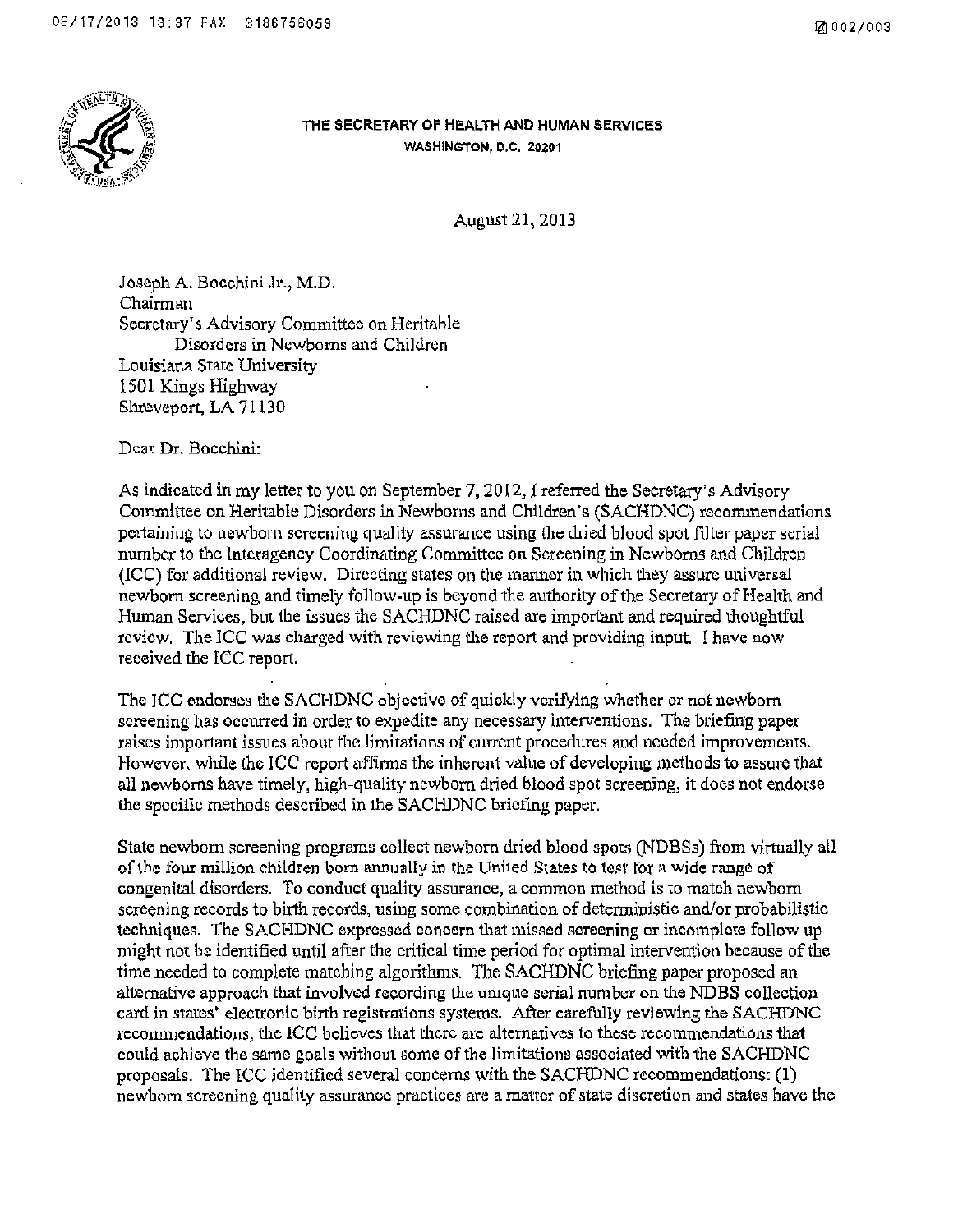**THE SECRETARY OF HEALTH AND HUMAN SERVICES**
**WASHINGTON, D.C. 20201**

August 21, 2013

Joseph A. Bocchini Jr., M.D.
Chairman
Secretary's Advisory Committee on Heritable Disorders in Newborns and Children
Louisiana State University
1501 Kings Highway
Shreveport, LA 71130

Dear Dr. Bocchini:

As indicated in my letter to you on September 7, 2012, I referred the Secretary's Advisory Committee on Heritable Disorders in Newborns and Children's (SACHDNC) recommendations pertaining to newborn screening quality assurance using the dried blood spot filter paper serial number to the Interagency Coordinating Committee on Screening in Newborns and Children (ICC) for additional review. Directing states on the manner in which they assure universal newborn screening and timely follow-up is beyond the authority of the Secretary of Health and Human Services, but the issues the SACHDNC raised are important and required thoughtful review. The ICC was charged with reviewing the report and providing input. I have now received the ICC report.

The ICC endorses the SACHDNC objective of quickly verifying whether or not newborn screening has occurred in order to expedite any necessary interventions. The briefing paper raises important issues about the limitations of current procedures and needed improvements. However, while the ICC report affirms the inherent value of developing methods to assure that all newborns have timely, high-quality newborn dried blood spot screening, it does not endorse the specific methods described in the SACHDNC briefing paper.

State newborn screening programs collect newborn dried blood spots (NDBSs) from virtually all of the four million children born annually in the United States to test for a wide range of congenital disorders. To conduct quality assurance, a common method is to match newborn screening records to birth records, using some combination of deterministic and/or probabilistic techniques. The SACHDNC expressed concern that missed screening or incomplete follow up might not be identified until after the critical time period for optimal intervention because of the time needed to complete matching algorithms. The SACHDNC briefing paper proposed an alternative approach that involved recording the unique serial number on the NDBS collection card in states' electronic birth registrations systems. After carefully reviewing the SACHDNC recommendations, the ICC believes that there are alternatives to these recommendations that could achieve the same goals without some of the limitations associated with the SACHDNC proposals. The ICC identified several concerns with the SACHDNC recommendations: (1) newborn screening quality assurance practices are a matter of state discretion and states have the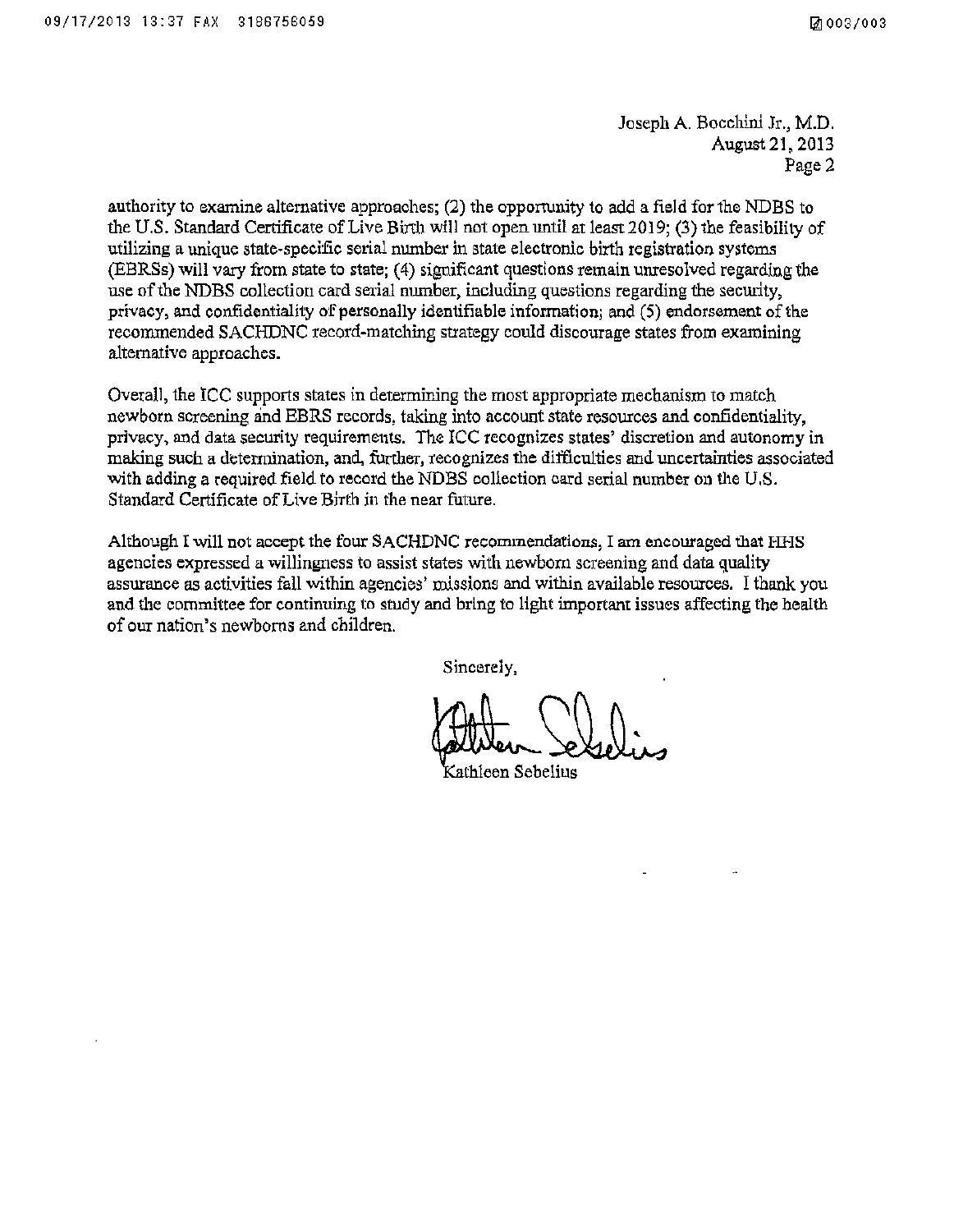Joseph A. Bocchini Jr., M.D.
August 21, 2013
Page 2

authority to examine alternative approaches; (2) the opportunity to add a field for the NDBS to the U.S. Standard Certificate of Live Birth will not open until at least 2019; (3) the feasibility of utilizing a unique state-specific serial number in state electronic birth registration systems (EBRSs) will vary from state to state; (4) significant questions remain unresolved regarding the use of the NDBS collection card serial number, including questions regarding the security, privacy, and confidentiality of personally identifiable information; and (5) endorsement of the recommended SACHDNC record-matching strategy could discourage states from examining alternative approaches.

Overall, the ICC supports states in determining the most appropriate mechanism to match newborn screening and EBRS records, taking into account state resources and confidentiality, privacy, and data security requirements. The ICC recognizes states' discretion and autonomy in making such a determination, and, further, recognizes the difficulties and uncertainties associated with adding a required field to record the NDBS collection card serial number on the U.S. Standard Certificate of Live Birth in the near future.

Although I will not accept the four SACHDNC recommendations, I am encouraged that HHS agencies expressed a willingness to assist states with newborn screening and data quality assurance as activities fall within agencies' missions and within available resources. I thank you and the committee for continuing to study and bring to light important issues affecting the health of our nation's newborns and children.

Sincerely,

Kathleen Sebelius